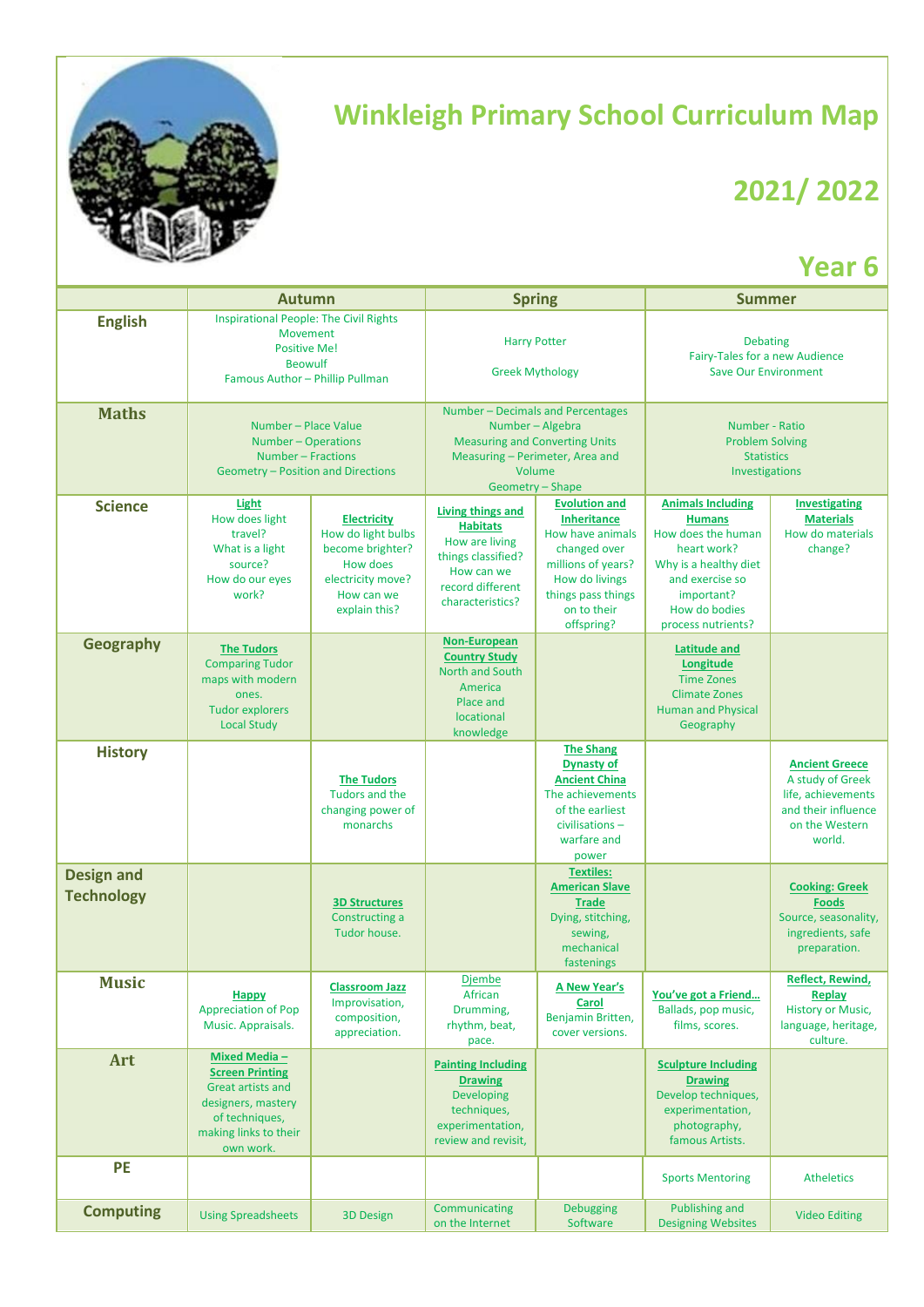# Winkleigh Primary School Curriculum Map

## 2021/ 2022

## Year 6

| | Autumn | | Spring | | Summer | |
|---|---|---|---|---|---|---|
| **English** | Inspirational People: The Civil Rights Movement<br>Positive Me!<br>Beowulf<br>Famous Author – Phillip Pullman | | Harry Potter<br><br>Greek Mythology | | Debating<br>Fairy-Tales for a new Audience<br>Save Our Environment | |
| **Maths** | Number – Place Value<br>Number – Operations<br>Number – Fractions<br>Geometry – Position and Directions | | Number – Decimals and Percentages<br>Number – Algebra<br>Measuring and Converting Units<br>Measuring – Perimeter, Area and Volume<br>Geometry – Shape | | Number - Ratio<br>Problem Solving<br>Statistics<br>Investigations | |
| **Science** | **Light**<br>How does light travel?<br>What is a light source?<br>How do our eyes work? | **Electricity**<br>How do light bulbs become brighter?<br>How does electricity move?<br>How can we explain this? | **Living things and Habitats**<br>How are living things classified?<br>How can we record different characteristics? | **Evolution and Inheritance**<br>How have animals changed over millions of years?<br>How do livings things pass things on to their offspring? | **Animals Including Humans**<br>How does the human heart work?<br>Why is a healthy diet and exercise so important?<br>How do bodies process nutrients? | **Investigating Materials**<br>How do materials change? |
| **Geography** | **The Tudors**<br>Comparing Tudor maps with modern ones.<br>Tudor explorers<br>Local Study | | **Non-European Country Study**<br>North and South America<br>Place and locational knowledge | | **Latitude and Longitude**<br>Time Zones<br>Climate Zones<br>Human and Physical Geography | |
| **History** | | **The Tudors**<br>Tudors and the changing power of monarchs | | **The Shang Dynasty of Ancient China**<br>The achievements of the earliest civilisations – warfare and power | | **Ancient Greece**<br>A study of Greek life, achievements and their influence on the Western world. |
| **Design and Technology** | | **3D Structures**<br>Constructing a Tudor house. | | **Textiles: American Slave Trade**<br>Dying, stitching, sewing, mechanical fastenings | | **Cooking: Greek Foods**<br>Source, seasonality, ingredients, safe preparation. |
| **Music** | **Happy**<br>Appreciation of Pop Music. Appraisals. | **Classroom Jazz**<br>Improvisation, composition, appreciation. | Djembe<br>African Drumming, rhythm, beat, pace. | **A New Year's Carol**<br>Benjamin Britten, cover versions. | **You've got a Friend…**<br>Ballads, pop music, films, scores. | **Reflect, Rewind, Replay**<br>History or Music, language, heritage, culture. |
| **Art** | **Mixed Media – Screen Printing**<br>Great artists and designers, mastery of techniques, making links to their own work. | | **Painting Including Drawing**<br>Developing techniques, experimentation, review and revisit, | | **Sculpture Including Drawing**<br>Develop techniques, experimentation, photography, famous Artists. | |
| **PE** | | | | | Sports Mentoring | Atheletics |
| **Computing** | Using Spreadsheets | 3D Design | Communicating on the Internet | Debugging Software | Publishing and Designing Websites | Video Editing |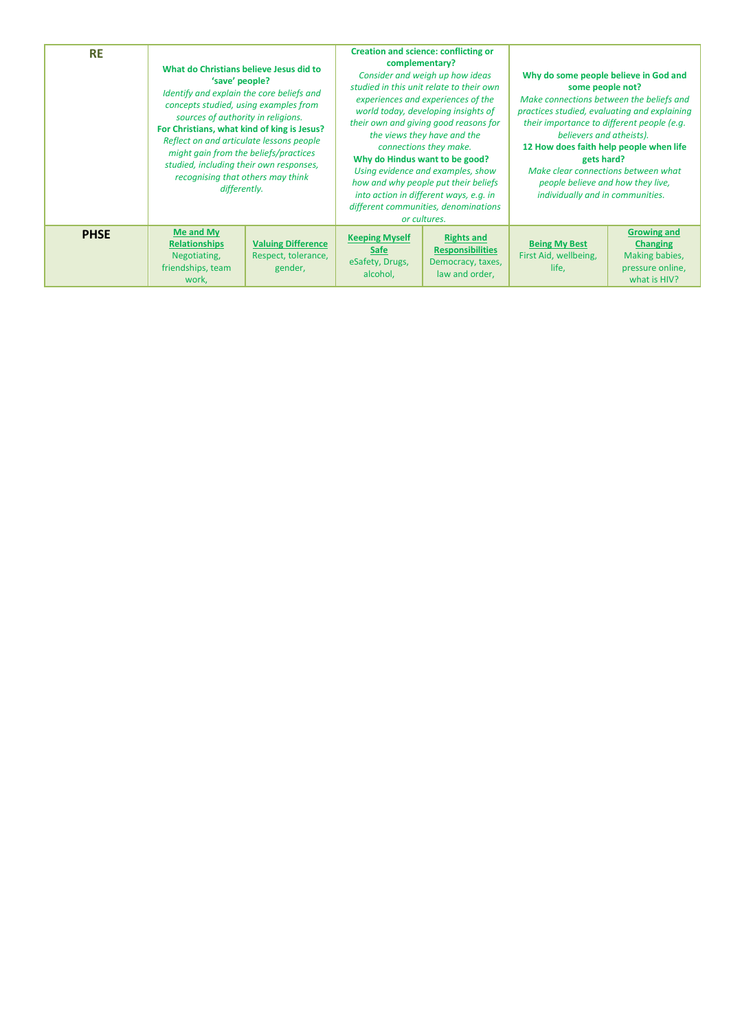| | | | | | | |
|---|---|---|---|---|---|---|
| **RE** | **What do Christians believe Jesus did to 'save' people?** *Identify and explain the core beliefs and concepts studied, using examples from sources of authority in religions.* **For Christians, what kind of king is Jesus?** *Reflect on and articulate lessons people might gain from the beliefs/practices studied, including their own responses, recognising that others may think differently.* | | **Creation and science: conflicting or complementary?** *Consider and weigh up how ideas studied in this unit relate to their own experiences and experiences of the world today, developing insights of their own and giving good reasons for the views they have and the connections they make.* **Why do Hindus want to be good?** *Using evidence and examples, show how and why people put their beliefs into action in different ways, e.g. in different communities, denominations or cultures.* | | **Why do some people believe in God and some people not?** *Make connections between the beliefs and practices studied, evaluating and explaining their importance to different people (e.g. believers and atheists).* **12 How does faith help people when life gets hard?** *Make clear connections between what people believe and how they live, individually and in communities.* | |
| **PHSE** | **Me and My Relationships** Negotiating, friendships, team work, | **Valuing Difference** Respect, tolerance, gender, | **Keeping Myself Safe** eSafety, Drugs, alcohol, | **Rights and Responsibilities** Democracy, taxes, law and order, | **Being My Best** First Aid, wellbeing, life, | **Growing and Changing** Making babies, pressure online, what is HIV? |